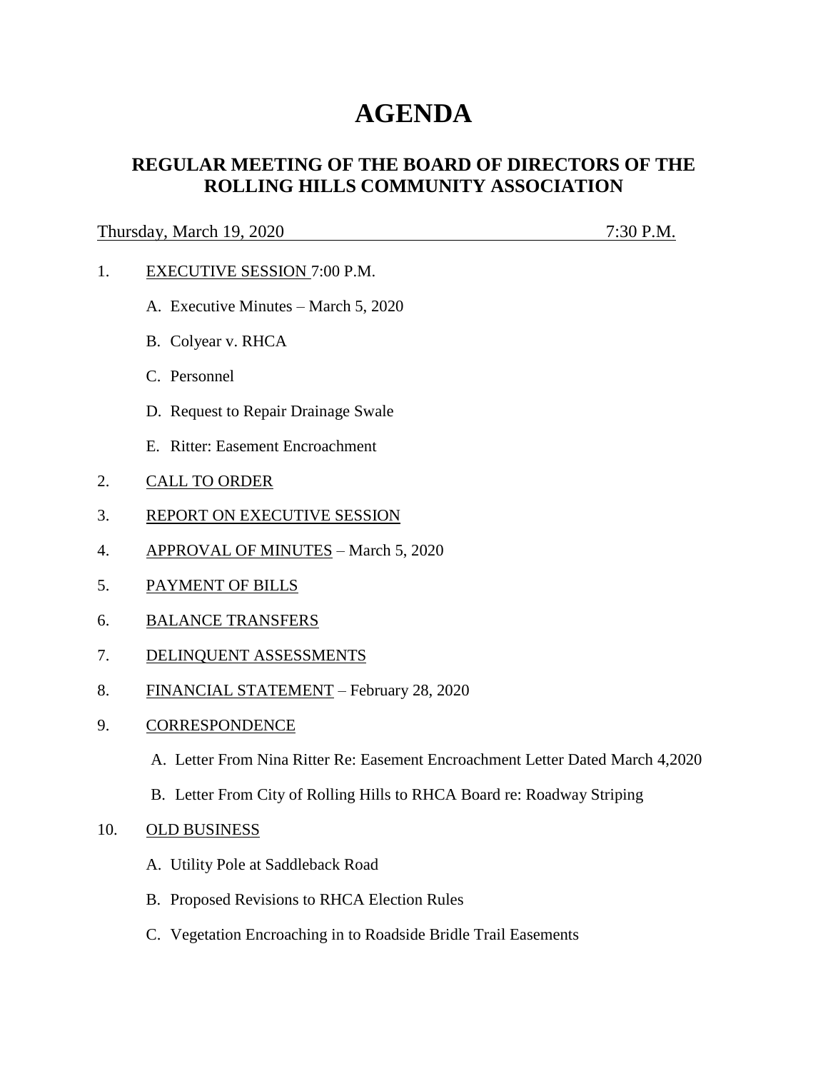# AGENDA

## REGULAR MEETING OF THE BOARD OF DIRECTORS OF THE ROLLING HILLS COMMUNITY ASSOCIATION

Thursday, March 19, 2020 7:30 P.M.

1. EXECUTIVE SESSION 7:00 P.M.

   A. Executive Minutes – March 5, 2020

   B. Colyear v. RHCA

   C. Personnel

   D. Request to Repair Drainage Swale

   E. Ritter: Easement Encroachment

2. CALL TO ORDER

3. REPORT ON EXECUTIVE SESSION

4. APPROVAL OF MINUTES – March 5, 2020

5. PAYMENT OF BILLS

6. BALANCE TRANSFERS

7. DELINQUENT ASSESSMENTS

8. FINANCIAL STATEMENT – February 28, 2020

9. CORRESPONDENCE

   A. Letter From Nina Ritter Re: Easement Encroachment Letter Dated March 4,2020

   B. Letter From City of Rolling Hills to RHCA Board re: Roadway Striping

10. OLD BUSINESS

    A. Utility Pole at Saddleback Road

    B. Proposed Revisions to RHCA Election Rules

    C. Vegetation Encroaching in to Roadside Bridle Trail Easements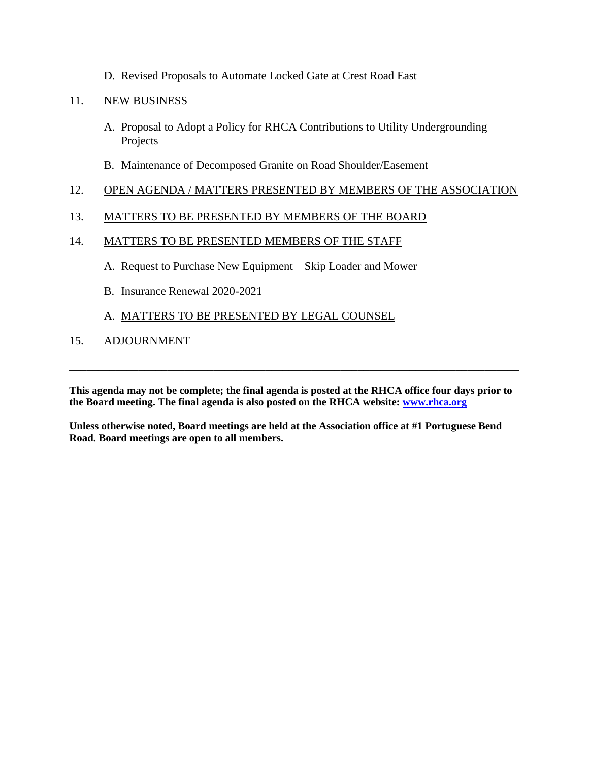D. Revised Proposals to Automate Locked Gate at Crest Road East

11. NEW BUSINESS

   A. Proposal to Adopt a Policy for RHCA Contributions to Utility Undergrounding Projects

   B. Maintenance of Decomposed Granite on Road Shoulder/Easement

12. OPEN AGENDA / MATTERS PRESENTED BY MEMBERS OF THE ASSOCIATION

13. MATTERS TO BE PRESENTED BY MEMBERS OF THE BOARD

14. MATTERS TO BE PRESENTED MEMBERS OF THE STAFF

   A. Request to Purchase New Equipment – Skip Loader and Mower

   B. Insurance Renewal 2020-2021

   A. MATTERS TO BE PRESENTED BY LEGAL COUNSEL

15. ADJOURNMENT

---

**This agenda may not be complete; the final agenda is posted at the RHCA office four days prior to the Board meeting. The final agenda is also posted on the RHCA website: www.rhca.org**

**Unless otherwise noted, Board meetings are held at the Association office at #1 Portuguese Bend Road. Board meetings are open to all members.**